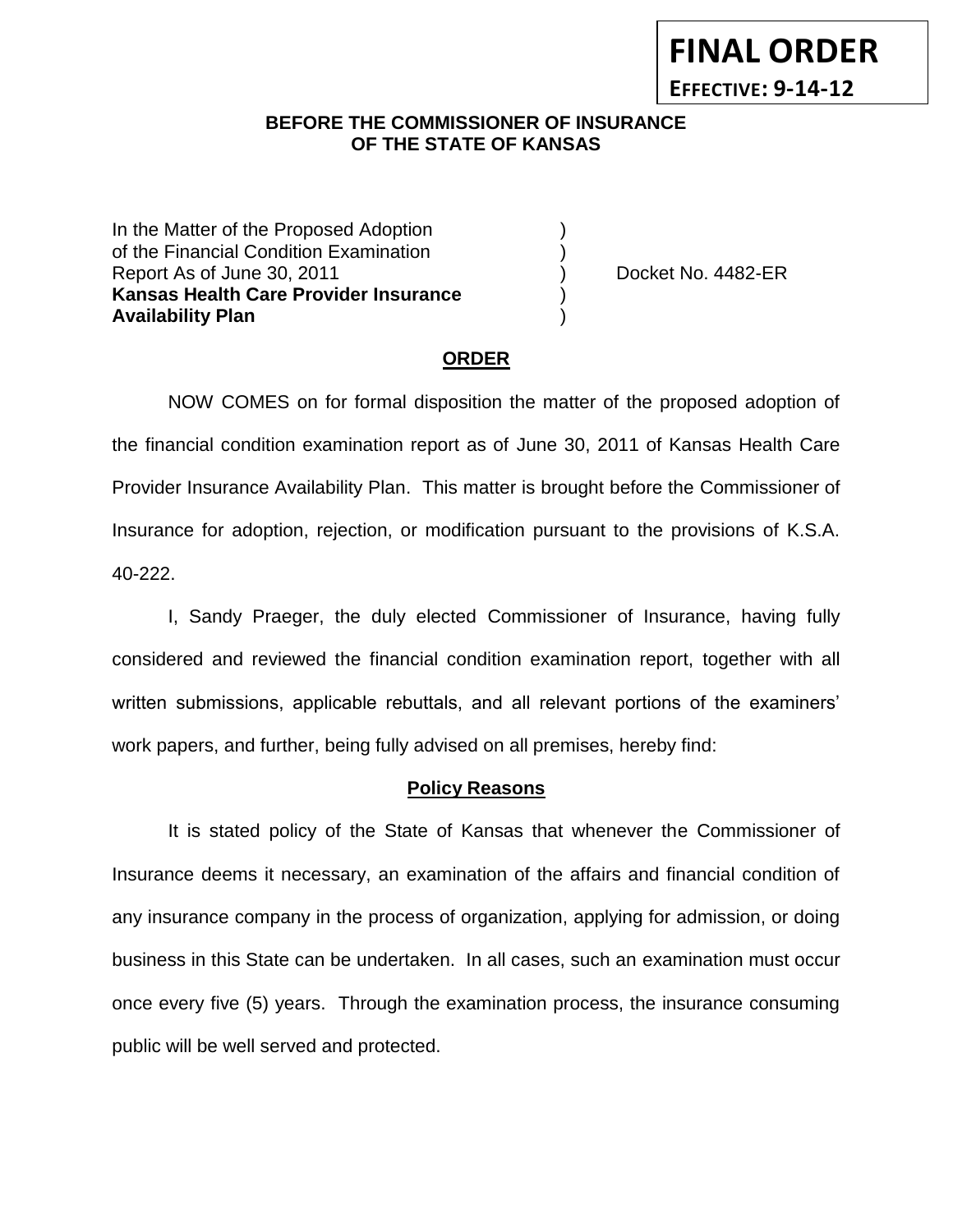**FINAL ORDER**

**EFFECTIVE: 9-14-12**

**BEFORE THE COMMISSIONER OF INSURANCE**
**OF THE STATE OF KANSAS**

| | | |
|---|---|---|
| In the Matter of the Proposed Adoption of the Financial Condition Examination Report As of June 30, 2011 **Kansas Health Care Provider Insurance Availability Plan** | ) ) ) ) ) | Docket No. 4482-ER |

## ORDER

NOW COMES on for formal disposition the matter of the proposed adoption of the financial condition examination report as of June 30, 2011 of Kansas Health Care Provider Insurance Availability Plan. This matter is brought before the Commissioner of Insurance for adoption, rejection, or modification pursuant to the provisions of K.S.A. 40-222.

I, Sandy Praeger, the duly elected Commissioner of Insurance, having fully considered and reviewed the financial condition examination report, together with all written submissions, applicable rebuttals, and all relevant portions of the examiners' work papers, and further, being fully advised on all premises, hereby find:

### Policy Reasons

It is stated policy of the State of Kansas that whenever the Commissioner of Insurance deems it necessary, an examination of the affairs and financial condition of any insurance company in the process of organization, applying for admission, or doing business in this State can be undertaken. In all cases, such an examination must occur once every five (5) years. Through the examination process, the insurance consuming public will be well served and protected.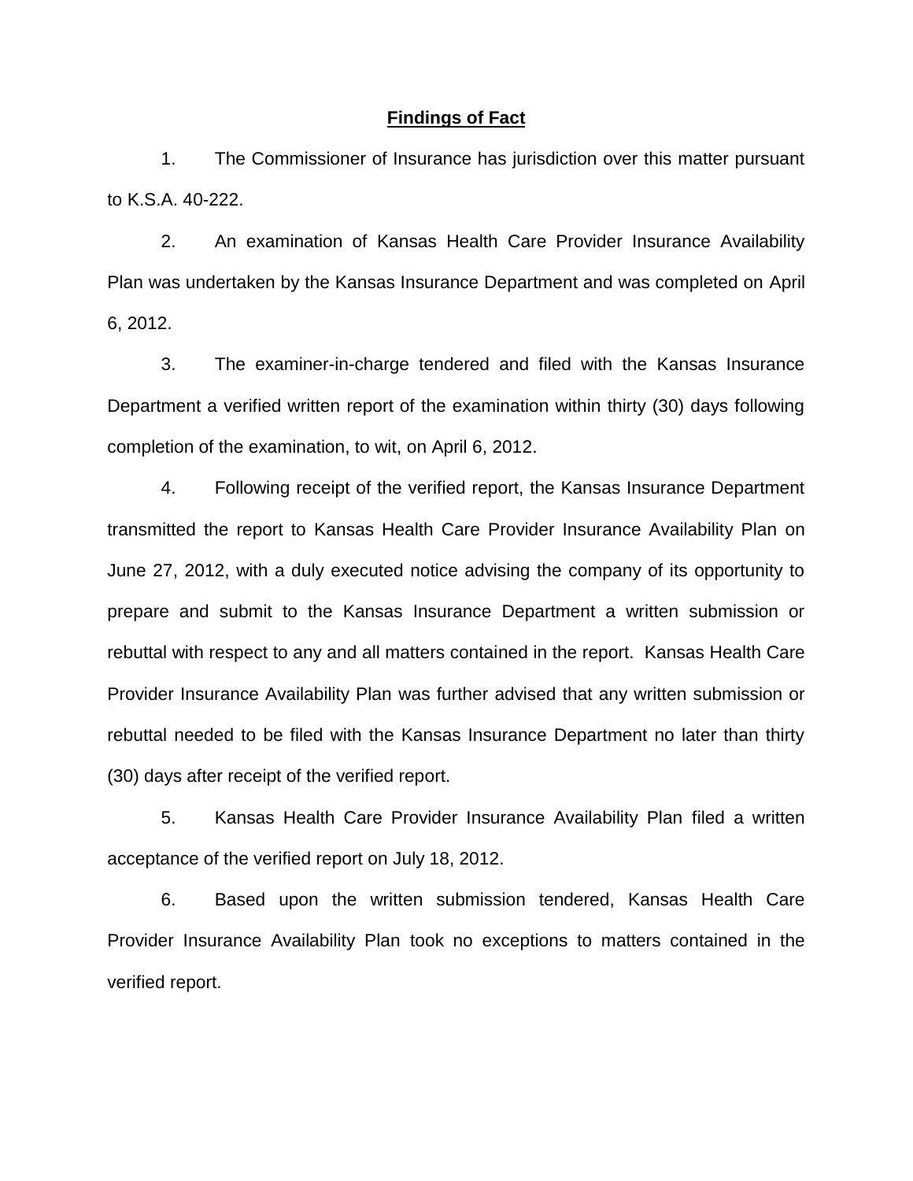## **Findings of Fact**

1. The Commissioner of Insurance has jurisdiction over this matter pursuant to K.S.A. 40-222.

2. An examination of Kansas Health Care Provider Insurance Availability Plan was undertaken by the Kansas Insurance Department and was completed on April 6, 2012.

3. The examiner-in-charge tendered and filed with the Kansas Insurance Department a verified written report of the examination within thirty (30) days following completion of the examination, to wit, on April 6, 2012.

4. Following receipt of the verified report, the Kansas Insurance Department transmitted the report to Kansas Health Care Provider Insurance Availability Plan on June 27, 2012, with a duly executed notice advising the company of its opportunity to prepare and submit to the Kansas Insurance Department a written submission or rebuttal with respect to any and all matters contained in the report. Kansas Health Care Provider Insurance Availability Plan was further advised that any written submission or rebuttal needed to be filed with the Kansas Insurance Department no later than thirty (30) days after receipt of the verified report.

5. Kansas Health Care Provider Insurance Availability Plan filed a written acceptance of the verified report on July 18, 2012.

6. Based upon the written submission tendered, Kansas Health Care Provider Insurance Availability Plan took no exceptions to matters contained in the verified report.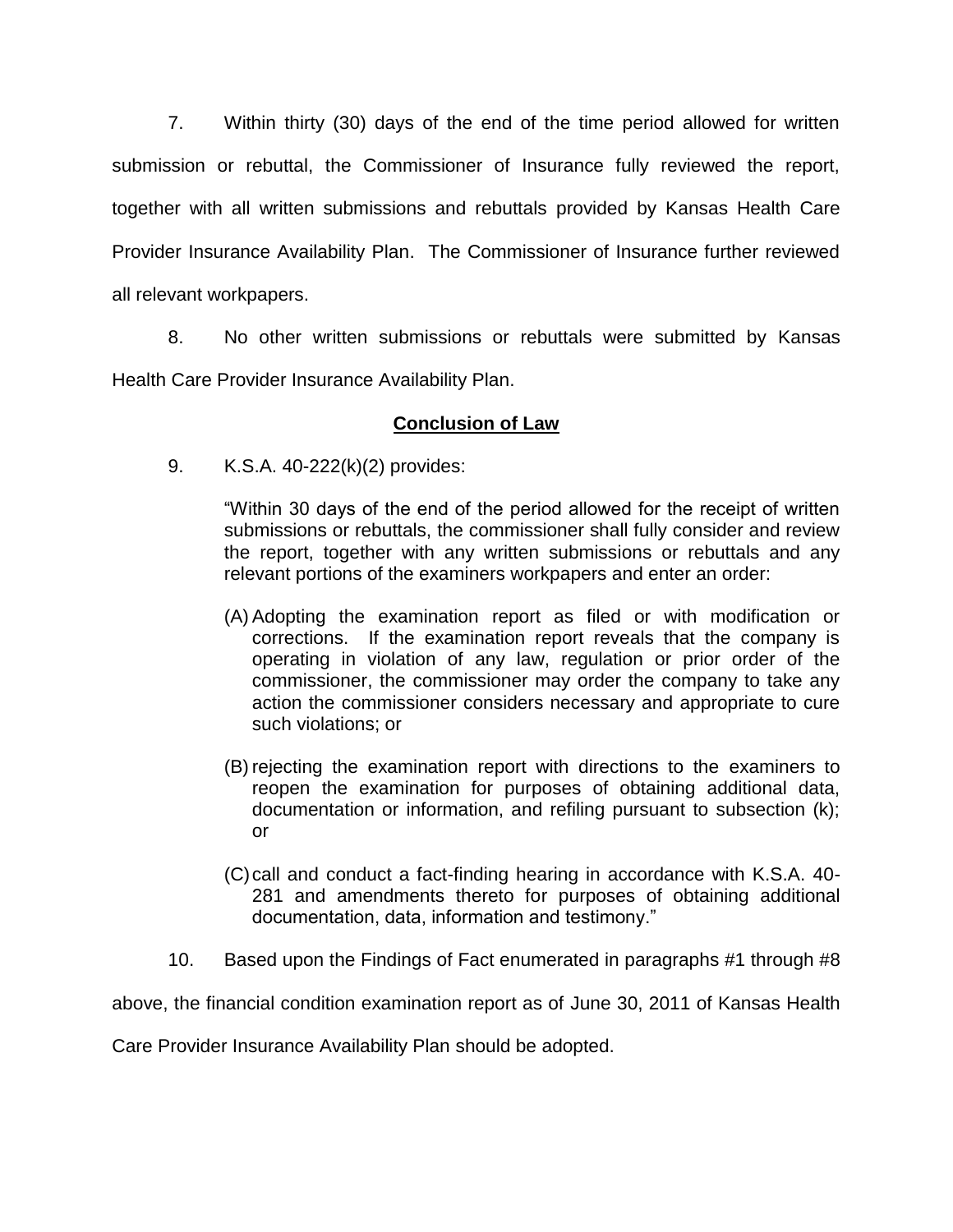7. Within thirty (30) days of the end of the time period allowed for written submission or rebuttal, the Commissioner of Insurance fully reviewed the report, together with all written submissions and rebuttals provided by Kansas Health Care Provider Insurance Availability Plan. The Commissioner of Insurance further reviewed all relevant workpapers.

8. No other written submissions or rebuttals were submitted by Kansas Health Care Provider Insurance Availability Plan.

## Conclusion of Law

9. K.S.A. 40-222(k)(2) provides:

> "Within 30 days of the end of the period allowed for the receipt of written submissions or rebuttals, the commissioner shall fully consider and review the report, together with any written submissions or rebuttals and any relevant portions of the examiners workpapers and enter an order:
>
> (A) Adopting the examination report as filed or with modification or corrections. If the examination report reveals that the company is operating in violation of any law, regulation or prior order of the commissioner, the commissioner may order the company to take any action the commissioner considers necessary and appropriate to cure such violations; or
>
> (B) rejecting the examination report with directions to the examiners to reopen the examination for purposes of obtaining additional data, documentation or information, and refiling pursuant to subsection (k); or
>
> (C) call and conduct a fact-finding hearing in accordance with K.S.A. 40-281 and amendments thereto for purposes of obtaining additional documentation, data, information and testimony."

10. Based upon the Findings of Fact enumerated in paragraphs #1 through #8 above, the financial condition examination report as of June 30, 2011 of Kansas Health Care Provider Insurance Availability Plan should be adopted.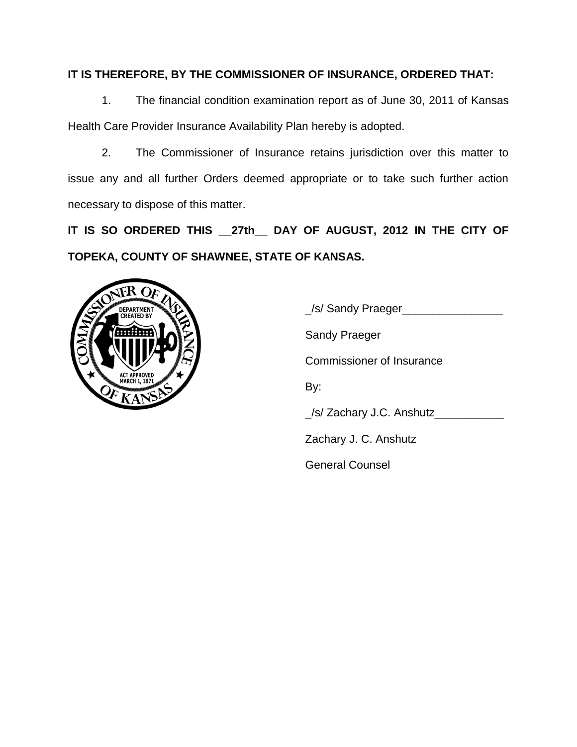**IT IS THEREFORE, BY THE COMMISSIONER OF INSURANCE, ORDERED THAT:**

1. The financial condition examination report as of June 30, 2011 of Kansas Health Care Provider Insurance Availability Plan hereby is adopted.

2. The Commissioner of Insurance retains jurisdiction over this matter to issue any and all further Orders deemed appropriate or to take such further action necessary to dispose of this matter.

**IT IS SO ORDERED THIS __27th__ DAY OF AUGUST, 2012 IN THE CITY OF TOPEKA, COUNTY OF SHAWNEE, STATE OF KANSAS.**

_/s/ Sandy Praeger________________

Sandy Praeger

Commissioner of Insurance

By:

_/s/ Zachary J.C. Anshutz___________

Zachary J. C. Anshutz

General Counsel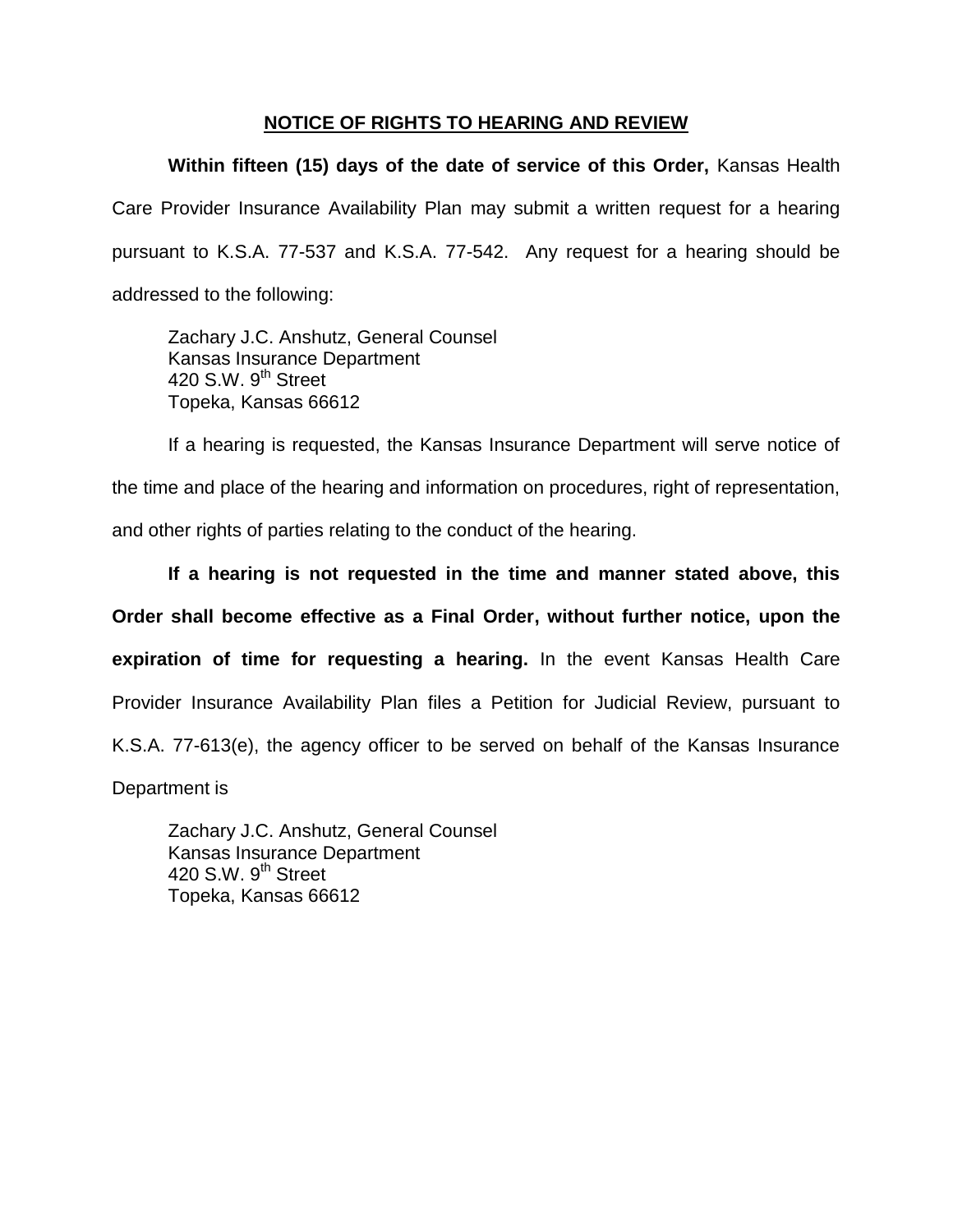## NOTICE OF RIGHTS TO HEARING AND REVIEW

**Within fifteen (15) days of the date of service of this Order,** Kansas Health Care Provider Insurance Availability Plan may submit a written request for a hearing pursuant to K.S.A. 77-537 and K.S.A. 77-542. Any request for a hearing should be addressed to the following:

Zachary J.C. Anshutz, General Counsel
Kansas Insurance Department
420 S.W. 9th Street
Topeka, Kansas 66612

If a hearing is requested, the Kansas Insurance Department will serve notice of the time and place of the hearing and information on procedures, right of representation, and other rights of parties relating to the conduct of the hearing.

**If a hearing is not requested in the time and manner stated above, this Order shall become effective as a Final Order, without further notice, upon the expiration of time for requesting a hearing.** In the event Kansas Health Care Provider Insurance Availability Plan files a Petition for Judicial Review, pursuant to K.S.A. 77-613(e), the agency officer to be served on behalf of the Kansas Insurance Department is

Zachary J.C. Anshutz, General Counsel
Kansas Insurance Department
420 S.W. 9th Street
Topeka, Kansas 66612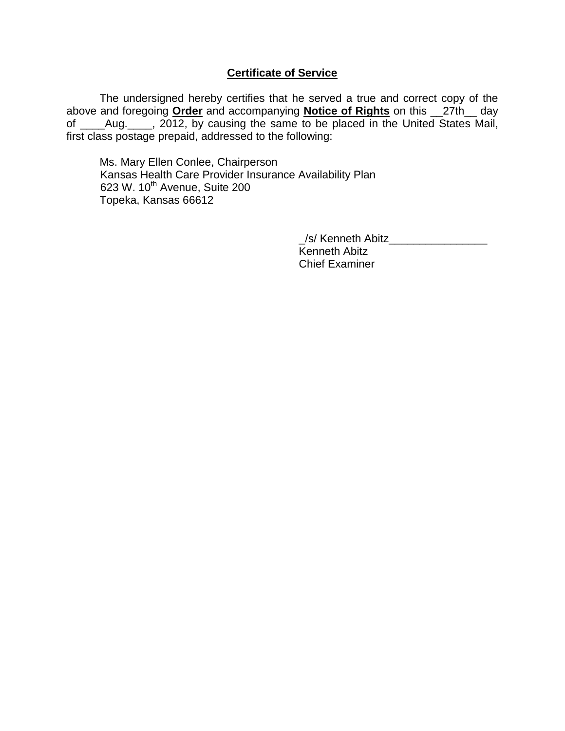**Certificate of Service**

The undersigned hereby certifies that he served a true and correct copy of the above and foregoing **Order** and accompanying **Notice of Rights** on this __27th__ day of ____Aug.____, 2012, by causing the same to be placed in the United States Mail, first class postage prepaid, addressed to the following:

Ms. Mary Ellen Conlee, Chairperson
Kansas Health Care Provider Insurance Availability Plan
623 W. 10th Avenue, Suite 200
Topeka, Kansas 66612

_/s/ Kenneth Abitz________________
Kenneth Abitz
Chief Examiner